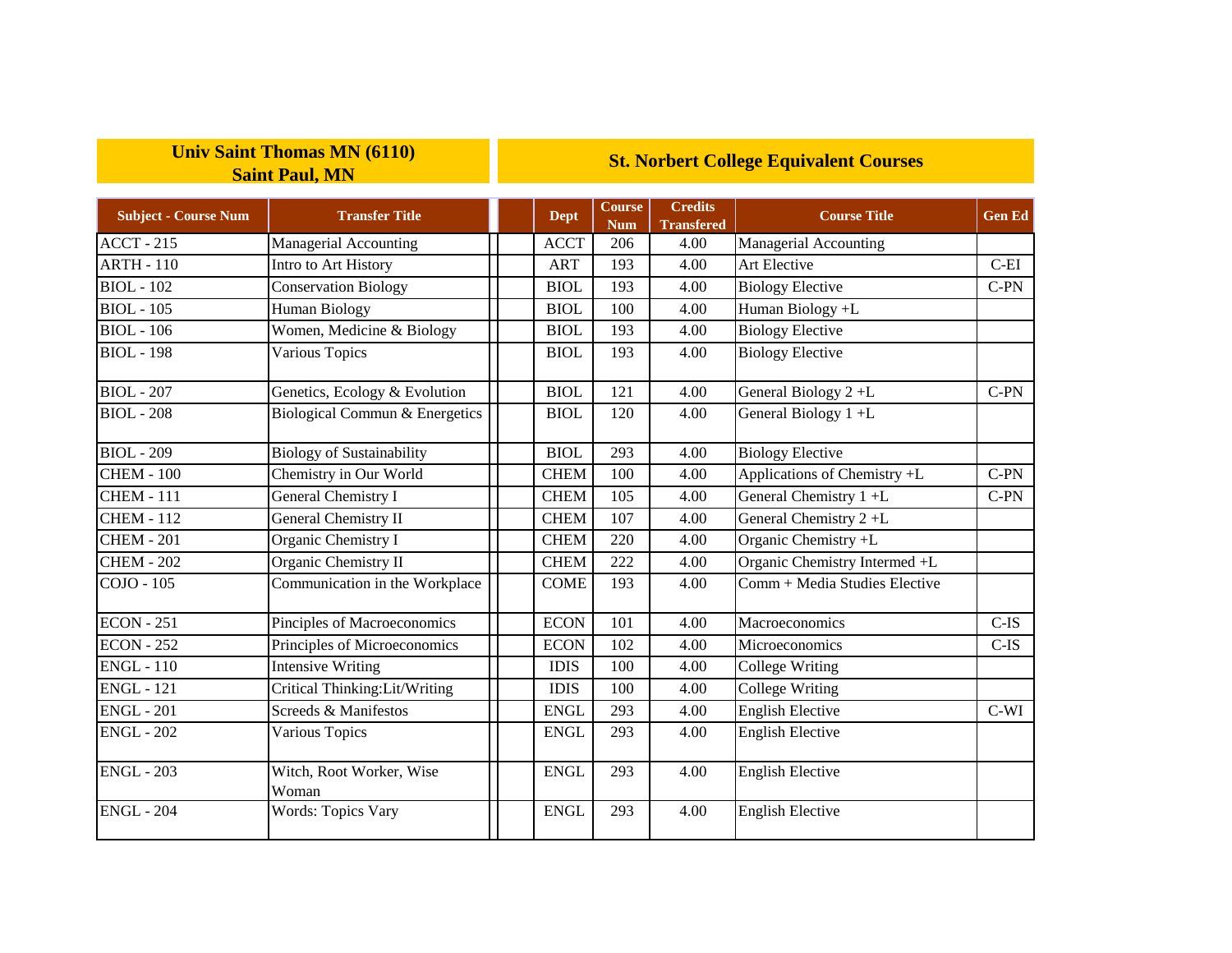| Univ Saint Thomas MN (6110) Saint Paul, MN | | St. Norbert College Equivalent Courses | | | | |
|---|---|---|---|---|---|---|
| **Subject - Course Num** | **Transfer Title** | **Dept** | **Course Num** | **Credits Transfered** | **Course Title** | **Gen Ed** |
| ACCT - 215 | Managerial Accounting | ACCT | 206 | 4.00 | Managerial Accounting | |
| ARTH - 110 | Intro to Art History | ART | 193 | 4.00 | Art Elective | C-EI |
| BIOL - 102 | Conservation Biology | BIOL | 193 | 4.00 | Biology Elective | C-PN |
| BIOL - 105 | Human Biology | BIOL | 100 | 4.00 | Human Biology +L | |
| BIOL - 106 | Women, Medicine & Biology | BIOL | 193 | 4.00 | Biology Elective | |
| BIOL - 198 | Various Topics | BIOL | 193 | 4.00 | Biology Elective | |
| BIOL - 207 | Genetics, Ecology & Evolution | BIOL | 121 | 4.00 | General Biology 2 +L | C-PN |
| BIOL - 208 | Biological Commun & Energetics | BIOL | 120 | 4.00 | General Biology 1 +L | |
| BIOL - 209 | Biology of Sustainability | BIOL | 293 | 4.00 | Biology Elective | |
| CHEM - 100 | Chemistry in Our World | CHEM | 100 | 4.00 | Applications of Chemistry +L | C-PN |
| CHEM - 111 | General Chemistry I | CHEM | 105 | 4.00 | General Chemistry 1 +L | C-PN |
| CHEM - 112 | General Chemistry II | CHEM | 107 | 4.00 | General Chemistry 2 +L | |
| CHEM - 201 | Organic Chemistry I | CHEM | 220 | 4.00 | Organic Chemistry +L | |
| CHEM - 202 | Organic Chemistry II | CHEM | 222 | 4.00 | Organic Chemistry Intermed +L | |
| COJO - 105 | Communication in the Workplace | COME | 193 | 4.00 | Comm + Media Studies Elective | |
| ECON - 251 | Pinciples of Macroeconomics | ECON | 101 | 4.00 | Macroeconomics | C-IS |
| ECON - 252 | Principles of Microeconomics | ECON | 102 | 4.00 | Microeconomics | C-IS |
| ENGL - 110 | Intensive Writing | IDIS | 100 | 4.00 | College Writing | |
| ENGL - 121 | Critical Thinking:Lit/Writing | IDIS | 100 | 4.00 | College Writing | |
| ENGL - 201 | Screeds & Manifestos | ENGL | 293 | 4.00 | English Elective | C-WI |
| ENGL - 202 | Various Topics | ENGL | 293 | 4.00 | English Elective | |
| ENGL - 203 | Witch, Root Worker, Wise Woman | ENGL | 293 | 4.00 | English Elective | |
| ENGL - 204 | Words: Topics Vary | ENGL | 293 | 4.00 | English Elective | |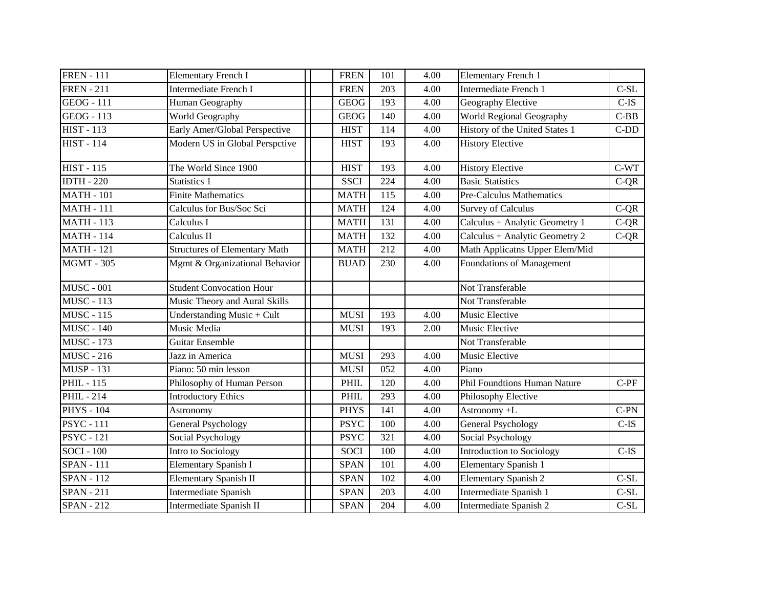| | | | | | | | | |
|---|---|---|---|---|---|---|---|---|
| FREN - 111 | Elementary French I | | | FREN | 101 | 4.00 | Elementary French 1 | |
| FREN - 211 | Intermediate French I | | | FREN | 203 | 4.00 | Intermediate French 1 | C-SL |
| GEOG - 111 | Human Geography | | | GEOG | 193 | 4.00 | Geography Elective | C-IS |
| GEOG - 113 | World Geography | | | GEOG | 140 | 4.00 | World Regional Geography | C-BB |
| HIST - 113 | Early Amer/Global Perspective | | | HIST | 114 | 4.00 | History of the United States 1 | C-DD |
| HIST - 114 | Modern US in Global Perspctive | | | HIST | 193 | 4.00 | History Elective | |
| HIST - 115 | The World Since 1900 | | | HIST | 193 | 4.00 | History Elective | C-WT |
| IDTH - 220 | Statistics 1 | | | SSCI | 224 | 4.00 | Basic Statistics | C-QR |
| MATH - 101 | Finite Mathematics | | | MATH | 115 | 4.00 | Pre-Calculus Mathematics | |
| MATH - 111 | Calculus for Bus/Soc Sci | | | MATH | 124 | 4.00 | Survey of Calculus | C-QR |
| MATH - 113 | Calculus I | | | MATH | 131 | 4.00 | Calculus + Analytic Geometry 1 | C-QR |
| MATH - 114 | Calculus II | | | MATH | 132 | 4.00 | Calculus + Analytic Geometry 2 | C-QR |
| MATH - 121 | Structures of Elementary Math | | | MATH | 212 | 4.00 | Math Applicatns Upper Elem/Mid | |
| MGMT - 305 | Mgmt & Organizational Behavior | | | BUAD | 230 | 4.00 | Foundations of Management | |
| MUSC - 001 | Student Convocation Hour | | | | | | Not Transferable | |
| MUSC - 113 | Music Theory and Aural Skills | | | | | | Not Transferable | |
| MUSC - 115 | Understanding Music + Cult | | | MUSI | 193 | 4.00 | Music Elective | |
| MUSC - 140 | Music Media | | | MUSI | 193 | 2.00 | Music Elective | |
| MUSC - 173 | Guitar Ensemble | | | | | | Not Transferable | |
| MUSC - 216 | Jazz in America | | | MUSI | 293 | 4.00 | Music Elective | |
| MUSP - 131 | Piano: 50 min lesson | | | MUSI | 052 | 4.00 | Piano | |
| PHIL - 115 | Philosophy of Human Person | | | PHIL | 120 | 4.00 | Phil Foundtions Human Nature | C-PF |
| PHIL - 214 | Introductory Ethics | | | PHIL | 293 | 4.00 | Philosophy Elective | |
| PHYS - 104 | Astronomy | | | PHYS | 141 | 4.00 | Astronomy +L | C-PN |
| PSYC - 111 | General Psychology | | | PSYC | 100 | 4.00 | General Psychology | C-IS |
| PSYC - 121 | Social Psychology | | | PSYC | 321 | 4.00 | Social Psychology | |
| SOCI - 100 | Intro to Sociology | | | SOCI | 100 | 4.00 | Introduction to Sociology | C-IS |
| SPAN - 111 | Elementary Spanish I | | | SPAN | 101 | 4.00 | Elementary Spanish 1 | |
| SPAN - 112 | Elementary Spanish II | | | SPAN | 102 | 4.00 | Elementary Spanish 2 | C-SL |
| SPAN - 211 | Intermediate Spanish | | | SPAN | 203 | 4.00 | Intermediate Spanish 1 | C-SL |
| SPAN - 212 | Intermediate Spanish II | | | SPAN | 204 | 4.00 | Intermediate Spanish 2 | C-SL |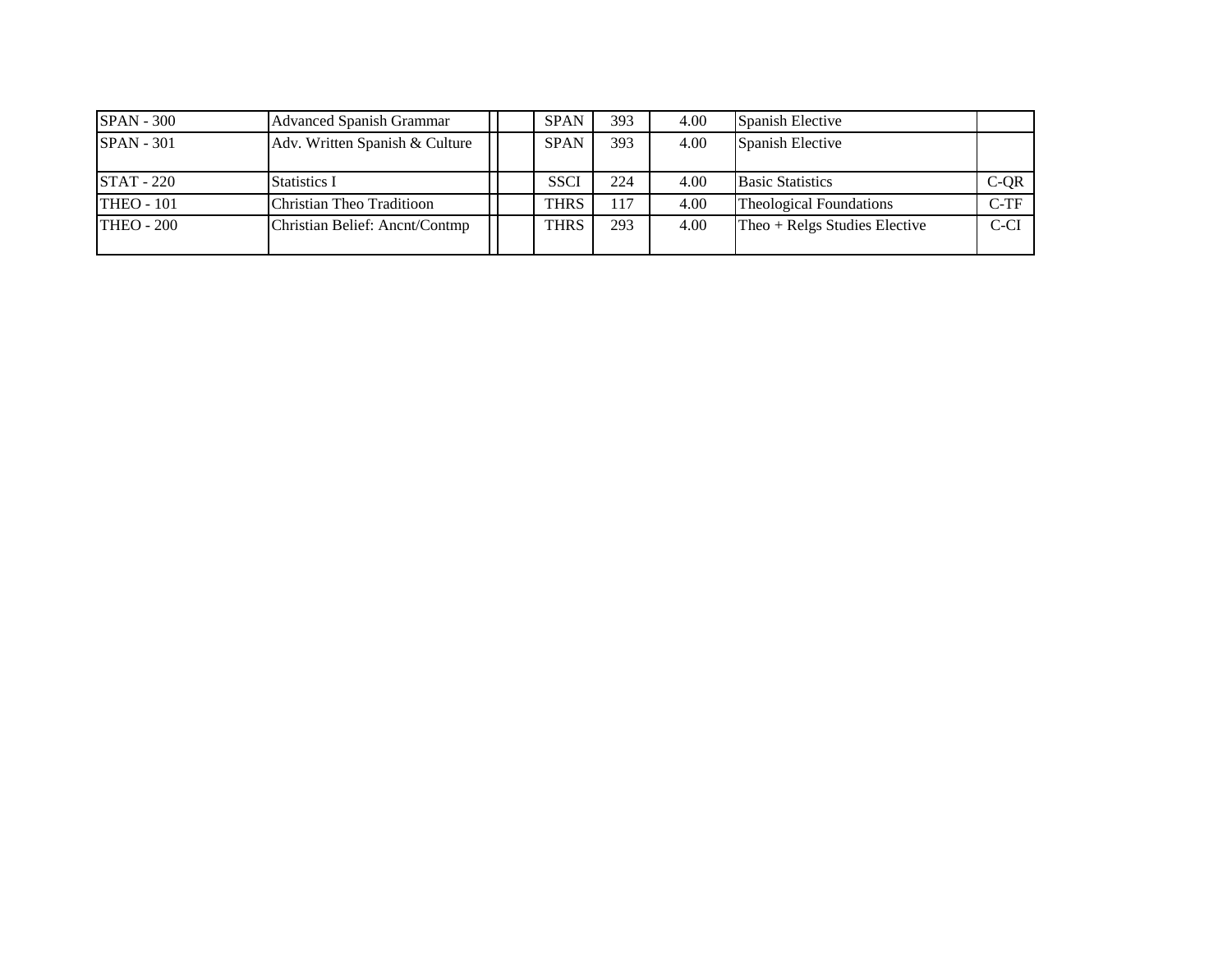| | | | | | | | | |
|---|---|---|---|---|---|---|---|---|
| SPAN - 300 | Advanced Spanish Grammar | | | SPAN | 393 | 4.00 | Spanish Elective | |
| SPAN - 301 | Adv. Written Spanish & Culture | | | SPAN | 393 | 4.00 | Spanish Elective | |
| STAT - 220 | Statistics I | | | SSCI | 224 | 4.00 | Basic Statistics | C-QR |
| THEO - 101 | Christian Theo Traditioon | | | THRS | 117 | 4.00 | Theological Foundations | C-TF |
| THEO - 200 | Christian Belief: Ancnt/Contmp | | | THRS | 293 | 4.00 | Theo + Relgs Studies Elective | C-CI |